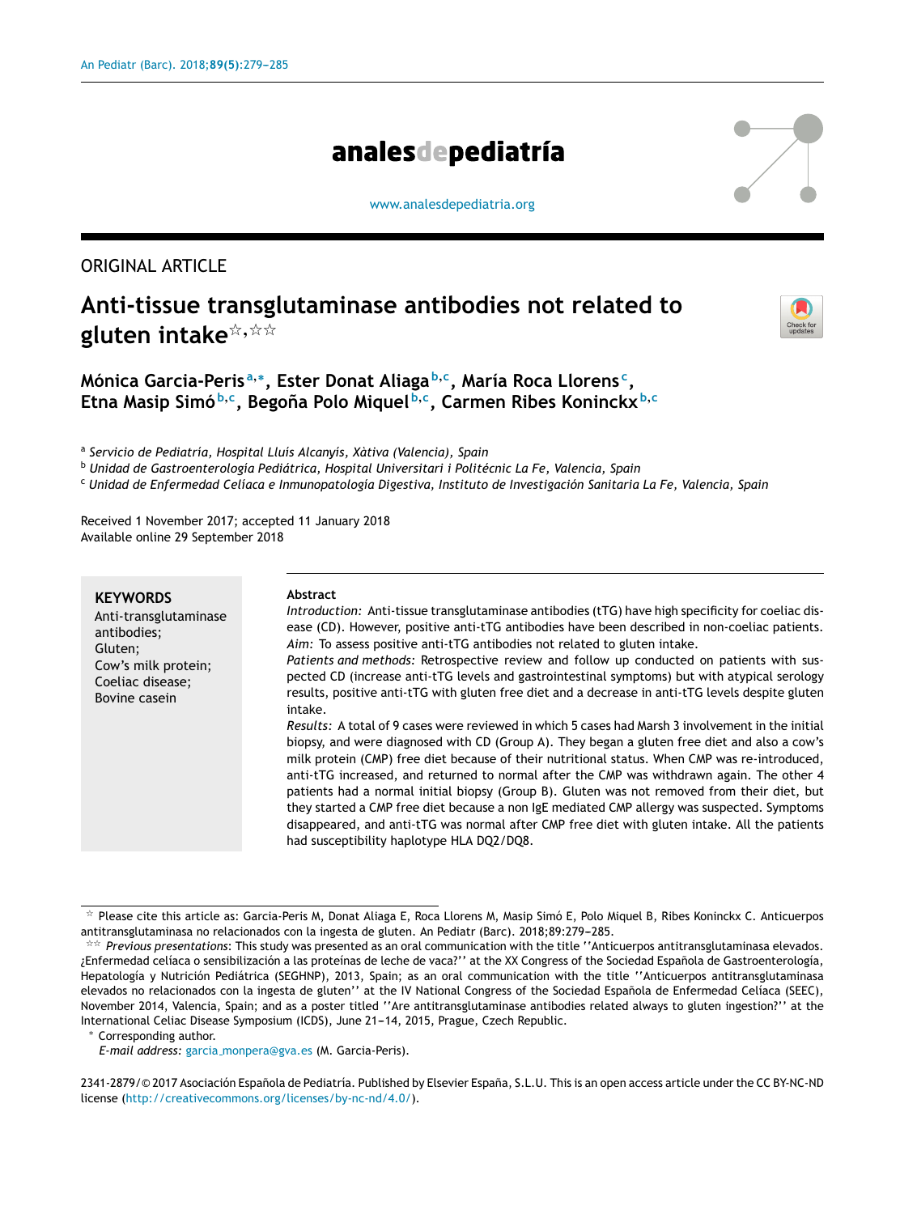ORIGINAL ARTICLE

# Anti-tissue transglutaminase antibodies not related to gluten intake[☆,☆☆]

Mónica Garcia-Peris[a,*], Ester Donat Aliaga[b,c], María Roca Llorens[c], Etna Masip Simó[b,c], Begoña Polo Miquel[b,c], Carmen Ribes Koninckx[b,c]

[a] *Servicio de Pediatría, Hospital Lluís Alcanyís, Xàtiva (Valencia), Spain*
[b] *Unidad de Gastroenterología Pediátrica, Hospital Universitari i Politécnic La Fe, Valencia, Spain*
[c] *Unidad de Enfermedad Celíaca e Inmunopatología Digestiva, Instituto de Investigación Sanitaria La Fe, Valencia, Spain*

Received 1 November 2017; accepted 11 January 2018
Available online 29 September 2018

**KEYWORDS**
Anti-transglutaminase antibodies;
Gluten;
Cow's milk protein;
Coeliac disease;
Bovine casein

**Abstract**

*Introduction:* Anti-tissue transglutaminase antibodies (tTG) have high specificity for coeliac disease (CD). However, positive anti-tTG antibodies have been described in non-coeliac patients.

*Aim:* To assess positive anti-tTG antibodies not related to gluten intake.

*Patients and methods:* Retrospective review and follow up conducted on patients with suspected CD (increase anti-tTG levels and gastrointestinal symptoms) but with atypical serology results, positive anti-tTG with gluten free diet and a decrease in anti-tTG levels despite gluten intake.

*Results:* A total of 9 cases were reviewed in which 5 cases had Marsh 3 involvement in the initial biopsy, and were diagnosed with CD (Group A). They began a gluten free diet and also a cow's milk protein (CMP) free diet because of their nutritional status. When CMP was re-introduced, anti-tTG increased, and returned to normal after the CMP was withdrawn again. The other 4 patients had a normal initial biopsy (Group B). Gluten was not removed from their diet, but they started a CMP free diet because a non IgE mediated CMP allergy was suspected. Symptoms disappeared, and anti-tTG was normal after CMP free diet with gluten intake. All the patients had susceptibility haplotype HLA DQ2/DQ8.

☆ Please cite this article as: Garcia-Peris M, Donat Aliaga E, Roca Llorens M, Masip Simó E, Polo Miquel B, Ribes Koninckx C. Anticuerpos antitransglutaminasa no relacionados con la ingesta de gluten. An Pediatr (Barc). 2018;89:279–285.

☆☆ *Previous presentations*: This study was presented as an oral communication with the title ''Anticuerpos antitransglutaminasa elevados. ¿Enfermedad celíaca o sensibilización a las proteínas de leche de vaca?'' at the XX Congress of the Sociedad Española de Gastroenterología, Hepatología y Nutrición Pediátrica (SEGHNP), 2013, Spain; as an oral communication with the title ''Anticuerpos antitransglutaminasa elevados no relacionados con la ingesta de gluten'' at the IV National Congress of the Sociedad Española de Enfermedad Celíaca (SEEC), November 2014, Valencia, Spain; and as a poster titled ''Are antitransglutaminase antibodies related always to gluten ingestion?'' at the International Celiac Disease Symposium (ICDS), June 21–14, 2015, Prague, Czech Republic.

\* Corresponding author.
*E-mail address:* garcia_monpera@gva.es (M. Garcia-Peris).

2341-2879/© 2017 Asociación Española de Pediatría. Published by Elsevier España, S.L.U. This is an open access article under the CC BY-NC-ND license (http://creativecommons.org/licenses/by-nc-nd/4.0/).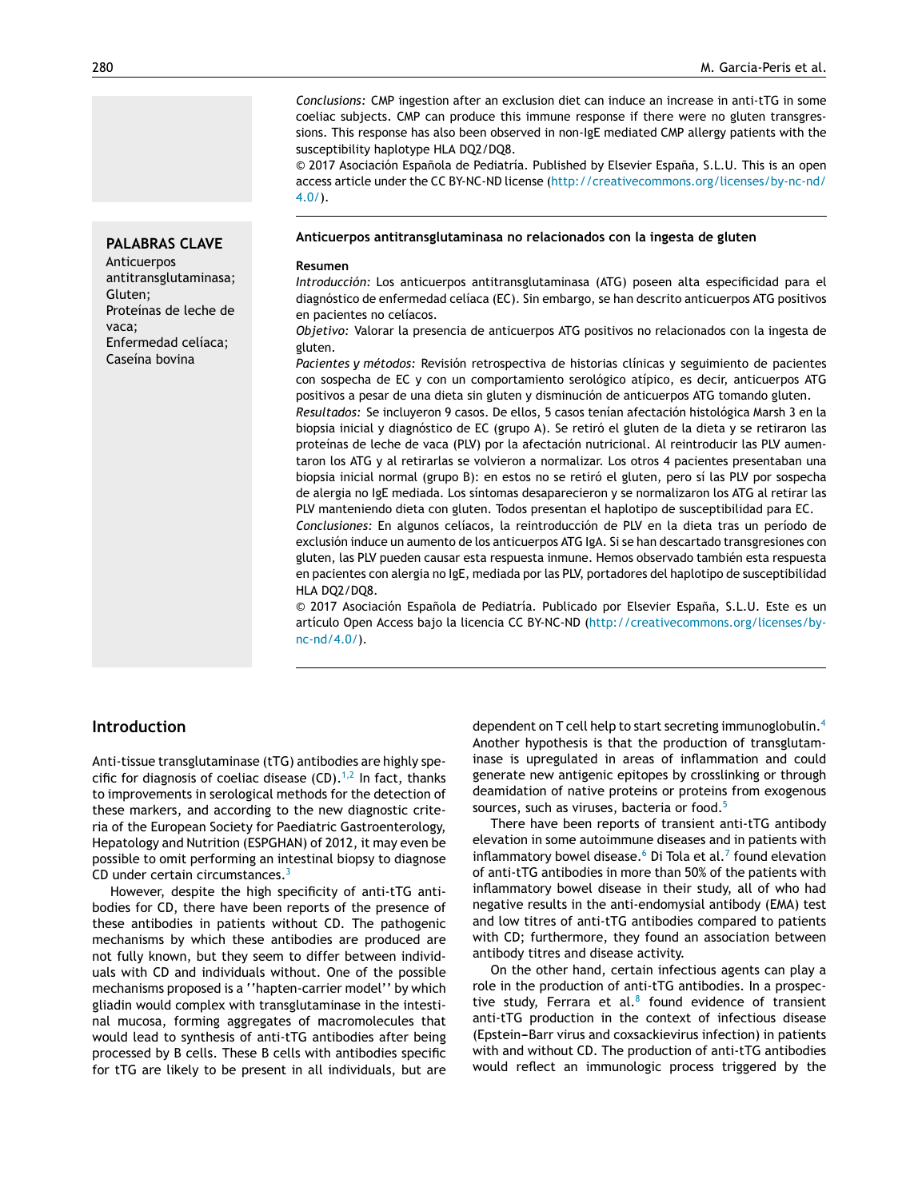*Conclusions:* CMP ingestion after an exclusion diet can induce an increase in anti-tTG in some coeliac subjects. CMP can produce this immune response if there were no gluten transgressions. This response has also been observed in non-IgE mediated CMP allergy patients with the susceptibility haplotype HLA DQ2/DQ8.

© 2017 Asociación Española de Pediatría. Published by Elsevier España, S.L.U. This is an open access article under the CC BY-NC-ND license (http://creativecommons.org/licenses/by-nc-nd/4.0/).

**PALABRAS CLAVE**

Anticuerpos antitransglutaminasa;
Gluten;
Proteínas de leche de vaca;
Enfermedad celíaca;
Caseína bovina

**Anticuerpos antitransglutaminasa no relacionados con la ingesta de gluten**

**Resumen**

*Introducción:* Los anticuerpos antitransglutaminasa (ATG) poseen alta especificidad para el diagnóstico de enfermedad celíaca (EC). Sin embargo, se han descrito anticuerpos ATG positivos en pacientes no celíacos.

*Objetivo:* Valorar la presencia de anticuerpos ATG positivos no relacionados con la ingesta de gluten.

*Pacientes y métodos:* Revisión retrospectiva de historias clínicas y seguimiento de pacientes con sospecha de EC y con un comportamiento serológico atípico, es decir, anticuerpos ATG positivos a pesar de una dieta sin gluten y disminución de anticuerpos ATG tomando gluten.

*Resultados:* Se incluyeron 9 casos. De ellos, 5 casos tenían afectación histológica Marsh 3 en la biopsia inicial y diagnóstico de EC (grupo A). Se retiró el gluten de la dieta y se retiraron las proteínas de leche de vaca (PLV) por la afectación nutricional. Al reintroducir las PLV aumentaron los ATG y al retirarlas se volvieron a normalizar. Los otros 4 pacientes presentaban una biopsia inicial normal (grupo B): en estos no se retiró el gluten, pero sí las PLV por sospecha de alergia no IgE mediada. Los síntomas desaparecieron y se normalizaron los ATG al retirar las PLV manteniendo dieta con gluten. Todos presentan el haplotipo de susceptibilidad para EC.

*Conclusiones:* En algunos celíacos, la reintroducción de PLV en la dieta tras un período de exclusión induce un aumento de los anticuerpos ATG IgA. Si se han descartado transgresiones con gluten, las PLV pueden causar esta respuesta inmune. Hemos observado también esta respuesta en pacientes con alergia no IgE, mediada por las PLV, portadores del haplotipo de susceptibilidad HLA DQ2/DQ8.

© 2017 Asociación Española de Pediatría. Publicado por Elsevier España, S.L.U. Este es un artículo Open Access bajo la licencia CC BY-NC-ND (http://creativecommons.org/licenses/by-nc-nd/4.0/).

## Introduction

Anti-tissue transglutaminase (tTG) antibodies are highly specific for diagnosis of coeliac disease (CD).[1,2] In fact, thanks to improvements in serological methods for the detection of these markers, and according to the new diagnostic criteria of the European Society for Paediatric Gastroenterology, Hepatology and Nutrition (ESPGHAN) of 2012, it may even be possible to omit performing an intestinal biopsy to diagnose CD under certain circumstances.[3]

However, despite the high specificity of anti-tTG antibodies for CD, there have been reports of the presence of these antibodies in patients without CD. The pathogenic mechanisms by which these antibodies are produced are not fully known, but they seem to differ between individuals with CD and individuals without. One of the possible mechanisms proposed is a ''hapten-carrier model'' by which gliadin would complex with transglutaminase in the intestinal mucosa, forming aggregates of macromolecules that would lead to synthesis of anti-tTG antibodies after being processed by B cells. These B cells with antibodies specific for tTG are likely to be present in all individuals, but are dependent on T cell help to start secreting immunoglobulin.[4] Another hypothesis is that the production of transglutaminase is upregulated in areas of inflammation and could generate new antigenic epitopes by crosslinking or through deamidation of native proteins or proteins from exogenous sources, such as viruses, bacteria or food.[5]

There have been reports of transient anti-tTG antibody elevation in some autoimmune diseases and in patients with inflammatory bowel disease.[6] Di Tola et al.[7] found elevation of anti-tTG antibodies in more than 50% of the patients with inflammatory bowel disease in their study, all of who had negative results in the anti-endomysial antibody (EMA) test and low titres of anti-tTG antibodies compared to patients with CD; furthermore, they found an association between antibody titres and disease activity.

On the other hand, certain infectious agents can play a role in the production of anti-tTG antibodies. In a prospective study, Ferrara et al.[8] found evidence of transient anti-tTG production in the context of infectious disease (Epstein–Barr virus and coxsackievirus infection) in patients with and without CD. The production of anti-tTG antibodies would reflect an immunologic process triggered by the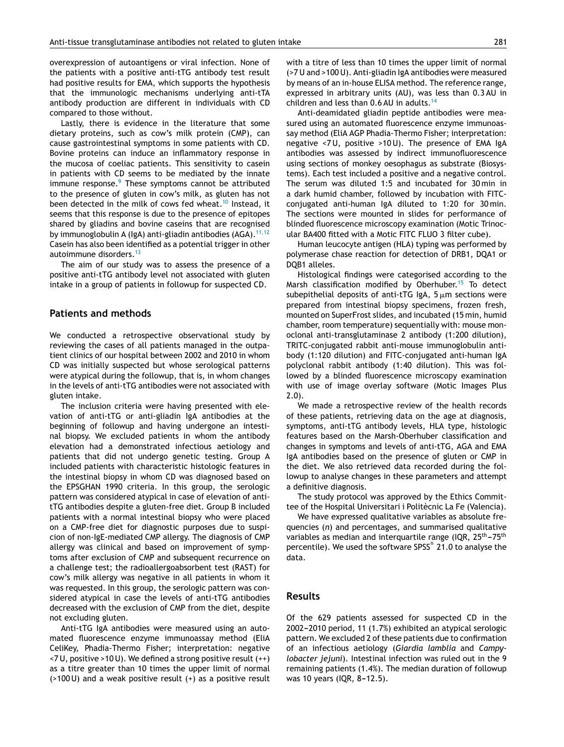overexpression of autoantigens or viral infection. None of the patients with a positive anti-tTG antibody test result had positive results for EMA, which supports the hypothesis that the immunologic mechanisms underlying anti-tTA antibody production are different in individuals with CD compared to those without.

Lastly, there is evidence in the literature that some dietary proteins, such as cow's milk protein (CMP), can cause gastrointestinal symptoms in some patients with CD. Bovine proteins can induce an inflammatory response in the mucosa of coeliac patients. This sensitivity to casein in patients with CD seems to be mediated by the innate immune response.[9] These symptoms cannot be attributed to the presence of gluten in cow's milk, as gluten has not been detected in the milk of cows fed wheat.[10] Instead, it seems that this response is due to the presence of epitopes shared by gliadins and bovine caseins that are recognised by immunoglobulin A (IgA) anti-gliadin antibodies (AGA).[11,12] Casein has also been identified as a potential trigger in other autoimmune disorders.[13]

The aim of our study was to assess the presence of a positive anti-tTG antibody level not associated with gluten intake in a group of patients in followup for suspected CD.

## Patients and methods

We conducted a retrospective observational study by reviewing the cases of all patients managed in the outpatient clinics of our hospital between 2002 and 2010 in whom CD was initially suspected but whose serological patterns were atypical during the followup, that is, in whom changes in the levels of anti-tTG antibodies were not associated with gluten intake.

The inclusion criteria were having presented with elevation of anti-tTG or anti-gliadin IgA antibodies at the beginning of followup and having undergone an intestinal biopsy. We excluded patients in whom the antibody elevation had a demonstrated infectious aetiology and patients that did not undergo genetic testing. Group A included patients with characteristic histologic features in the intestinal biopsy in whom CD was diagnosed based on the EPSGHAN 1990 criteria. In this group, the serologic pattern was considered atypical in case of elevation of anti-tTG antibodies despite a gluten-free diet. Group B included patients with a normal intestinal biopsy who were placed on a CMP-free diet for diagnostic purposes due to suspicion of non-IgE-mediated CMP allergy. The diagnosis of CMP allergy was clinical and based on improvement of symptoms after exclusion of CMP and subsequent recurrence on a challenge test; the radioallergoabsorbent test (RAST) for cow's milk allergy was negative in all patients in whom it was requested. In this group, the serologic pattern was considered atypical in case the levels of anti-tTG antibodies decreased with the exclusion of CMP from the diet, despite not excluding gluten.

Anti-tTG IgA antibodies were measured using an automated fluorescence enzyme immunoassay method (EliA CeliKey, Phadia-Thermo Fisher; interpretation: negative <7 U, positive >10 U). We defined a strong positive result (++) as a titre greater than 10 times the upper limit of normal (>100 U) and a weak positive result (+) as a positive result with a titre of less than 10 times the upper limit of normal (>7 U and >100 U). Anti-gliadin IgA antibodies were measured by means of an in-house ELISA method. The reference range, expressed in arbitrary units (AU), was less than 0.3 AU in children and less than 0.6 AU in adults.[14]

Anti-deamidated gliadin peptide antibodies were measured using an automated fluorescence enzyme immunoassay method (EliA AGP Phadia-Thermo Fisher; interpretation: negative <7 U, positive >10 U). The presence of EMA IgA antibodies was assessed by indirect immunofluorescence using sections of monkey oesophagus as substrate (Biosystems). Each test included a positive and a negative control. The serum was diluted 1:5 and incubated for 30 min in a dark humid chamber, followed by incubation with FITC-conjugated anti-human IgA diluted to 1:20 for 30 min. The sections were mounted in slides for performance of blinded fluorescence microscopy examination (Motic Trinocular BA400 fitted with a Motic FITC FLUO 3 filter cube).

Human leucocyte antigen (HLA) typing was performed by polymerase chase reaction for detection of DRB1, DQA1 or DQB1 alleles.

Histological findings were categorised according to the Marsh classification modified by Oberhuber.[15] To detect subepithelial deposits of anti-tTG IgA, 5 μm sections were prepared from intestinal biopsy specimens, frozen fresh, mounted on SuperFrost slides, and incubated (15 min, humid chamber, room temperature) sequentially with: mouse monoclonal anti-transglutaminase 2 antibody (1:200 dilution), TRITC-conjugated rabbit anti-mouse immunoglobulin antibody (1:120 dilution) and FITC-conjugated anti-human IgA polyclonal rabbit antibody (1:40 dilution). This was followed by a blinded fluorescence microscopy examination with use of image overlay software (Motic Images Plus 2.0).

We made a retrospective review of the health records of these patients, retrieving data on the age at diagnosis, symptoms, anti-tTG antibody levels, HLA type, histologic features based on the Marsh-Oberhuber classification and changes in symptoms and levels of anti-tTG, AGA and EMA IgA antibodies based on the presence of gluten or CMP in the diet. We also retrieved data recorded during the followup to analyse changes in these parameters and attempt a definitive diagnosis.

The study protocol was approved by the Ethics Committee of the Hospital Universitari i Politècnic La Fe (Valencia).

We have expressed qualitative variables as absolute frequencies (*n*) and percentages, and summarised qualitative variables as median and interquartile range (IQR, 25th–75th percentile). We used the software SPSS® 21.0 to analyse the data.

## Results

Of the 629 patients assessed for suspected CD in the 2002–2010 period, 11 (1.7%) exhibited an atypical serologic pattern. We excluded 2 of these patients due to confirmation of an infectious aetiology (*Giardia lamblia* and *Campylobacter jejuni*). Intestinal infection was ruled out in the 9 remaining patients (1.4%). The median duration of followup was 10 years (IQR, 8–12.5).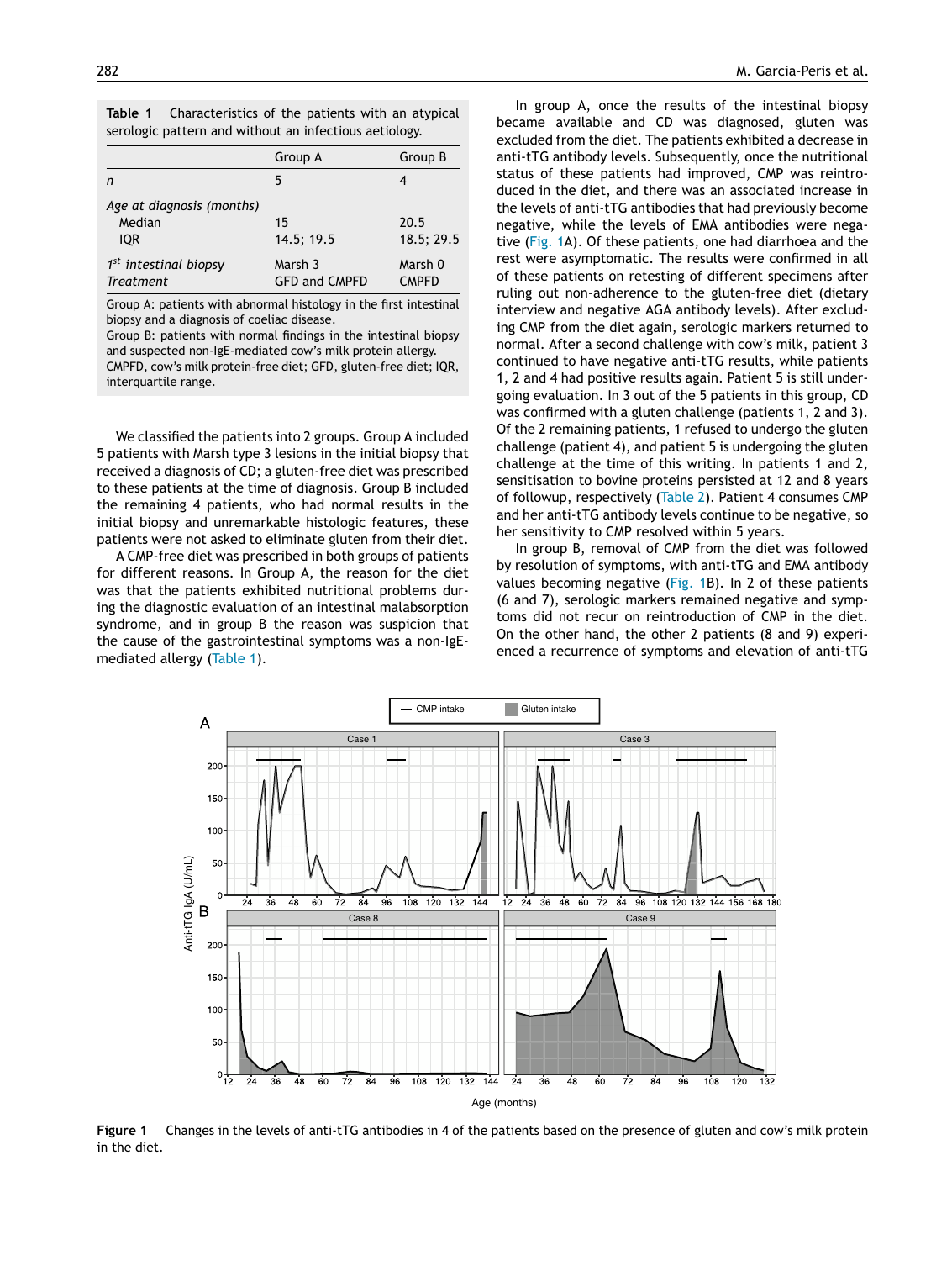**Table 1** Characteristics of the patients with an atypical serologic pattern and without an infectious aetiology.

| | Group A | Group B |
|---|---|---|
| *n* | 5 | 4 |
| *Age at diagnosis (months)* | | |
| Median | 15 | 20.5 |
| IQR | 14.5; 19.5 | 18.5; 29.5 |
| *1st intestinal biopsy* | Marsh 3 | Marsh 0 |
| *Treatment* | GFD and CMPFD | CMPFD |

Group A: patients with abnormal histology in the first intestinal biopsy and a diagnosis of coeliac disease.
Group B: patients with normal findings in the intestinal biopsy and suspected non-IgE-mediated cow's milk protein allergy.
CMPFD, cow's milk protein-free diet; GFD, gluten-free diet; IQR, interquartile range.

We classified the patients into 2 groups. Group A included 5 patients with Marsh type 3 lesions in the initial biopsy that received a diagnosis of CD; a gluten-free diet was prescribed to these patients at the time of diagnosis. Group B included the remaining 4 patients, who had normal results in the initial biopsy and unremarkable histologic features, these patients were not asked to eliminate gluten from their diet.

A CMP-free diet was prescribed in both groups of patients for different reasons. In Group A, the reason for the diet was that the patients exhibited nutritional problems during the diagnostic evaluation of an intestinal malabsorption syndrome, and in group B the reason was suspicion that the cause of the gastrointestinal symptoms was a non-IgE-mediated allergy (Table 1).

In group A, once the results of the intestinal biopsy became available and CD was diagnosed, gluten was excluded from the diet. The patients exhibited a decrease in anti-tTG antibody levels. Subsequently, once the nutritional status of these patients had improved, CMP was reintroduced in the diet, and there was an associated increase in the levels of anti-tTG antibodies that had previously become negative, while the levels of EMA antibodies were negative (Fig. 1A). Of these patients, one had diarrhoea and the rest were asymptomatic. The results were confirmed in all of these patients on retesting of different specimens after ruling out non-adherence to the gluten-free diet (dietary interview and negative AGA antibody levels). After excluding CMP from the diet again, serologic markers returned to normal. After a second challenge with cow's milk, patient 3 continued to have negative anti-tTG results, while patients 1, 2 and 4 had positive results again. Patient 5 is still undergoing evaluation. In 3 out of the 5 patients in this group, CD was confirmed with a gluten challenge (patients 1, 2 and 3). Of the 2 remaining patients, 1 refused to undergo the gluten challenge (patient 4), and patient 5 is undergoing the gluten challenge at the time of this writing. In patients 1 and 2, sensitisation to bovine proteins persisted at 12 and 8 years of followup, respectively (Table 2). Patient 4 consumes CMP and her anti-tTG antibody levels continue to be negative, so her sensitivity to CMP resolved within 5 years.

In group B, removal of CMP from the diet was followed by resolution of symptoms, with anti-tTG and EMA antibody values becoming negative (Fig. 1B). In 2 of these patients (6 and 7), serologic markers remained negative and symptoms did not recur on reintroduction of CMP in the diet. On the other hand, the other 2 patients (8 and 9) experienced a recurrence of symptoms and elevation of anti-tTG

**Figure 1** Changes in the levels of anti-tTG antibodies in 4 of the patients based on the presence of gluten and cow's milk protein in the diet.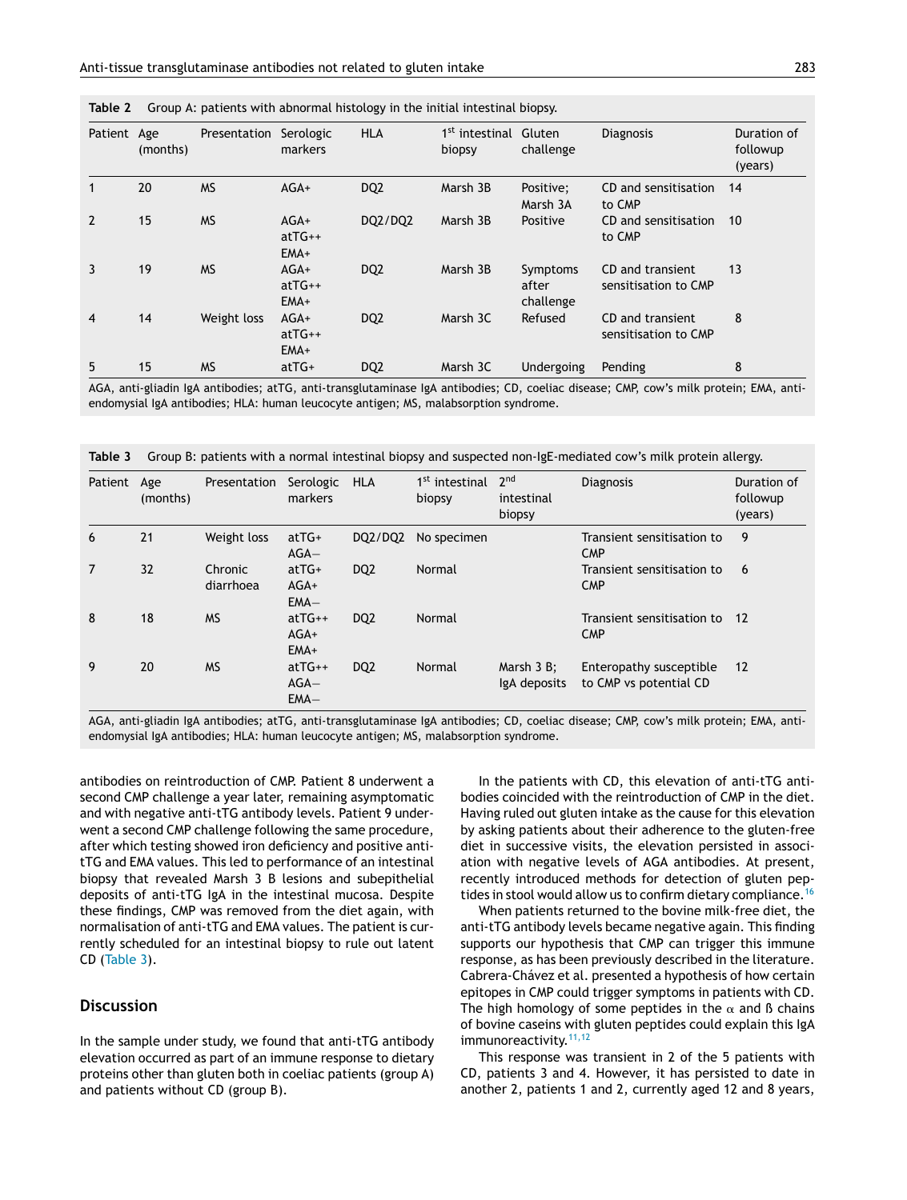**Table 2** Group A: patients with abnormal histology in the initial intestinal biopsy.

| Patient | Age (months) | Presentation | Serologic markers | HLA | 1st intestinal biopsy | Gluten challenge | Diagnosis | Duration of followup (years) |
|---|---|---|---|---|---|---|---|---|
| 1 | 20 | MS | AGA+ | DQ2 | Marsh 3B | Positive; Marsh 3A | CD and sensitisation to CMP | 14 |
| 2 | 15 | MS | AGA+ atTG++ EMA+ | DQ2/DQ2 | Marsh 3B | Positive | CD and sensitisation to CMP | 10 |
| 3 | 19 | MS | AGA+ atTG++ EMA+ | DQ2 | Marsh 3B | Symptoms after challenge | CD and transient sensitisation to CMP | 13 |
| 4 | 14 | Weight loss | AGA+ atTG++ EMA+ | DQ2 | Marsh 3C | Refused | CD and transient sensitisation to CMP | 8 |
| 5 | 15 | MS | atTG+ | DQ2 | Marsh 3C | Undergoing | Pending | 8 |

AGA, anti-gliadin IgA antibodies; atTG, anti-transglutaminase IgA antibodies; CD, coeliac disease; CMP, cow's milk protein; EMA, anti-endomysial IgA antibodies; HLA: human leucocyte antigen; MS, malabsorption syndrome.

**Table 3** Group B: patients with a normal intestinal biopsy and suspected non-IgE-mediated cow's milk protein allergy.

| Patient | Age (months) | Presentation | Serologic markers | HLA | 1st intestinal biopsy | 2nd intestinal biopsy | Diagnosis | Duration of followup (years) |
|---|---|---|---|---|---|---|---|---|
| 6 | 21 | Weight loss | atTG+ AGA− | DQ2/DQ2 | No specimen | | Transient sensitisation to CMP | 9 |
| 7 | 32 | Chronic diarrhoea | atTG+ AGA+ EMA− | DQ2 | Normal | | Transient sensitisation to CMP | 6 |
| 8 | 18 | MS | atTG++ AGA+ EMA+ | DQ2 | Normal | | Transient sensitisation to CMP | 12 |
| 9 | 20 | MS | atTG++ AGA− EMA− | DQ2 | Normal | Marsh 3 B; IgA deposits | Enteropathy susceptible to CMP vs potential CD | 12 |

AGA, anti-gliadin IgA antibodies; atTG, anti-transglutaminase IgA antibodies; CD, coeliac disease; CMP, cow's milk protein; EMA, anti-endomysial IgA antibodies; HLA: human leucocyte antigen; MS, malabsorption syndrome.

antibodies on reintroduction of CMP. Patient 8 underwent a second CMP challenge a year later, remaining asymptomatic and with negative anti-tTG antibody levels. Patient 9 underwent a second CMP challenge following the same procedure, after which testing showed iron deficiency and positive anti-tTG and EMA values. This led to performance of an intestinal biopsy that revealed Marsh 3 B lesions and subepithelial deposits of anti-tTG IgA in the intestinal mucosa. Despite these findings, CMP was removed from the diet again, with normalisation of anti-tTG and EMA values. The patient is currently scheduled for an intestinal biopsy to rule out latent CD (Table 3).

## Discussion

In the sample under study, we found that anti-tTG antibody elevation occurred as part of an immune response to dietary proteins other than gluten both in coeliac patients (group A) and patients without CD (group B).

In the patients with CD, this elevation of anti-tTG antibodies coincided with the reintroduction of CMP in the diet. Having ruled out gluten intake as the cause for this elevation by asking patients about their adherence to the gluten-free diet in successive visits, the elevation persisted in association with negative levels of AGA antibodies. At present, recently introduced methods for detection of gluten peptides in stool would allow us to confirm dietary compliance.[16]

When patients returned to the bovine milk-free diet, the anti-tTG antibody levels became negative again. This finding supports our hypothesis that CMP can trigger this immune response, as has been previously described in the literature. Cabrera-Chávez et al. presented a hypothesis of how certain epitopes in CMP could trigger symptoms in patients with CD. The high homology of some peptides in the $\alpha$ and ß chains of bovine caseins with gluten peptides could explain this IgA immunoreactivity.[11,12]

This response was transient in 2 of the 5 patients with CD, patients 3 and 4. However, it has persisted to date in another 2, patients 1 and 2, currently aged 12 and 8 years,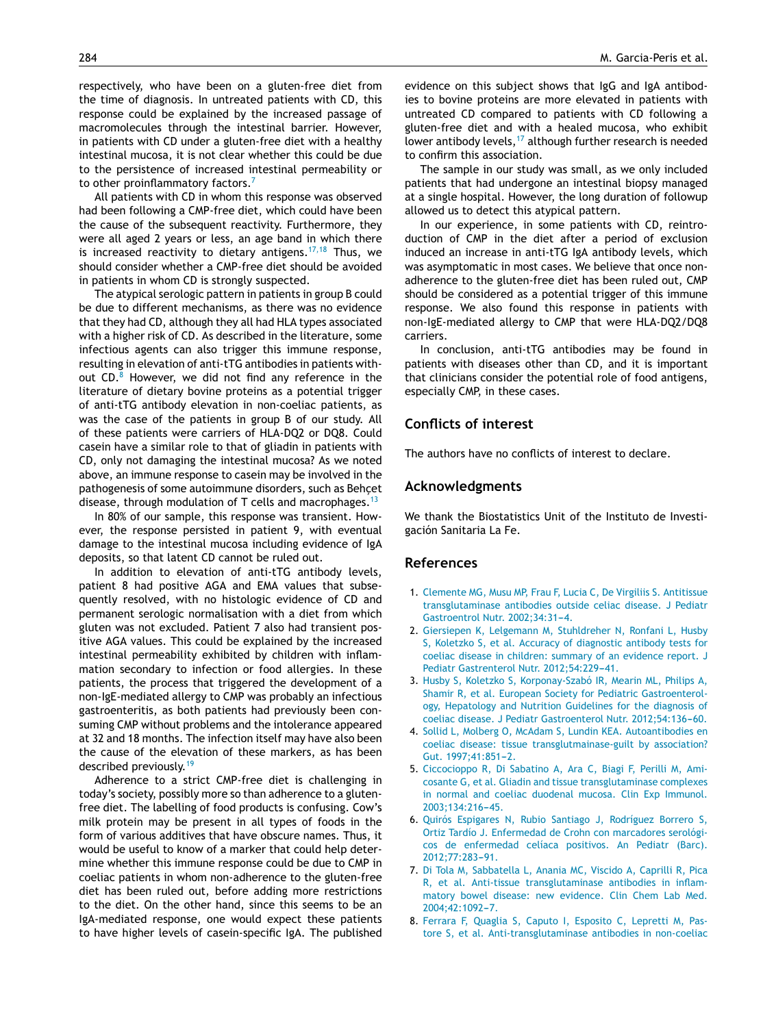respectively, who have been on a gluten-free diet from the time of diagnosis. In untreated patients with CD, this response could be explained by the increased passage of macromolecules through the intestinal barrier. However, in patients with CD under a gluten-free diet with a healthy intestinal mucosa, it is not clear whether this could be due to the persistence of increased intestinal permeability or to other proinflammatory factors.[7]

All patients with CD in whom this response was observed had been following a CMP-free diet, which could have been the cause of the subsequent reactivity. Furthermore, they were all aged 2 years or less, an age band in which there is increased reactivity to dietary antigens.[17,18] Thus, we should consider whether a CMP-free diet should be avoided in patients in whom CD is strongly suspected.

The atypical serologic pattern in patients in group B could be due to different mechanisms, as there was no evidence that they had CD, although they all had HLA types associated with a higher risk of CD. As described in the literature, some infectious agents can also trigger this immune response, resulting in elevation of anti-tTG antibodies in patients without CD.[8] However, we did not find any reference in the literature of dietary bovine proteins as a potential trigger of anti-tTG antibody elevation in non-coeliac patients, as was the case of the patients in group B of our study. All of these patients were carriers of HLA-DQ2 or DQ8. Could casein have a similar role to that of gliadin in patients with CD, only not damaging the intestinal mucosa? As we noted above, an immune response to casein may be involved in the pathogenesis of some autoimmune disorders, such as Behçet disease, through modulation of T cells and macrophages.[13]

In 80% of our sample, this response was transient. However, the response persisted in patient 9, with eventual damage to the intestinal mucosa including evidence of IgA deposits, so that latent CD cannot be ruled out.

In addition to elevation of anti-tTG antibody levels, patient 8 had positive AGA and EMA values that subsequently resolved, with no histologic evidence of CD and permanent serologic normalisation with a diet from which gluten was not excluded. Patient 7 also had transient positive AGA values. This could be explained by the increased intestinal permeability exhibited by children with inflammation secondary to infection or food allergies. In these patients, the process that triggered the development of a non-IgE-mediated allergy to CMP was probably an infectious gastroenteritis, as both patients had previously been consuming CMP without problems and the intolerance appeared at 32 and 18 months. The infection itself may have also been the cause of the elevation of these markers, as has been described previously.[19]

Adherence to a strict CMP-free diet is challenging in today's society, possibly more so than adherence to a gluten-free diet. The labelling of food products is confusing. Cow's milk protein may be present in all types of foods in the form of various additives that have obscure names. Thus, it would be useful to know of a marker that could help determine whether this immune response could be due to CMP in coeliac patients in whom non-adherence to the gluten-free diet has been ruled out, before adding more restrictions to the diet. On the other hand, since this seems to be an IgA-mediated response, one would expect these patients to have higher levels of casein-specific IgA. The published evidence on this subject shows that IgG and IgA antibodies to bovine proteins are more elevated in patients with untreated CD compared to patients with CD following a gluten-free diet and with a healed mucosa, who exhibit lower antibody levels,[17] although further research is needed to confirm this association.

The sample in our study was small, as we only included patients that had undergone an intestinal biopsy managed at a single hospital. However, the long duration of followup allowed us to detect this atypical pattern.

In our experience, in some patients with CD, reintroduction of CMP in the diet after a period of exclusion induced an increase in anti-tTG IgA antibody levels, which was asymptomatic in most cases. We believe that once non-adherence to the gluten-free diet has been ruled out, CMP should be considered as a potential trigger of this immune response. We also found this response in patients with non-IgE-mediated allergy to CMP that were HLA-DQ2/DQ8 carriers.

In conclusion, anti-tTG antibodies may be found in patients with diseases other than CD, and it is important that clinicians consider the potential role of food antigens, especially CMP, in these cases.

## Conflicts of interest

The authors have no conflicts of interest to declare.

## Acknowledgments

We thank the Biostatistics Unit of the Instituto de Investigación Sanitaria La Fe.

## References

1. Clemente MG, Musu MP, Frau F, Lucia C, De Virgiliis S. Antitissue transglutaminase antibodies outside celiac disease. J Pediatr Gastroentrol Nutr. 2002;34:31–4.
2. Giersiepen K, Lelgemann M, Stuhldreher N, Ronfani L, Husby S, Koletzko S, et al. Accuracy of diagnostic antibody tests for coeliac disease in children: summary of an evidence report. J Pediatr Gastroenterol Nutr. 2012;54:229–41.
3. Husby S, Koletzko S, Korponay-Szabó IR, Mearin ML, Philips A, Shamir R, et al. European Society for Pediatric Gastroenterology, Hepatology and Nutrition Guidelines for the diagnosis of coeliac disease. J Pediatr Gastroenterol Nutr. 2012;54:136–60.
4. Sollid L, Molberg O, McAdam S, Lundin KEA. Autoantibodies en coeliac disease: tissue transglutmainase-guilt by association? Gut. 1997;41:851–2.
5. Ciccocioppo R, Di Sabatino A, Ara C, Biagi F, Perilli M, Amicosante G, et al. Gliadin and tissue transglutaminase complexes in normal and coeliac duodenal mucosa. Clin Exp Immunol. 2003;134:216–45.
6. Quirós Espigares N, Rubio Santiago J, Rodríguez Borrero S, Ortiz Tardío J. Enfermedad de Crohn con marcadores serológicos de enfermedad celíaca positivos. An Pediatr (Barc). 2012;77:283–91.
7. Di Tola M, Sabbatella L, Anania MC, Viscido A, Caprilli R, Pica R, et al. Anti-tissue transglutaminase antibodies in inflammatory bowel disease: new evidence. Clin Chem Lab Med. 2004;42:1092–7.
8. Ferrara F, Quaglia S, Caputo I, Esposito C, Lepretti M, Pastore S, et al. Anti-transglutaminase antibodies in non-coeliac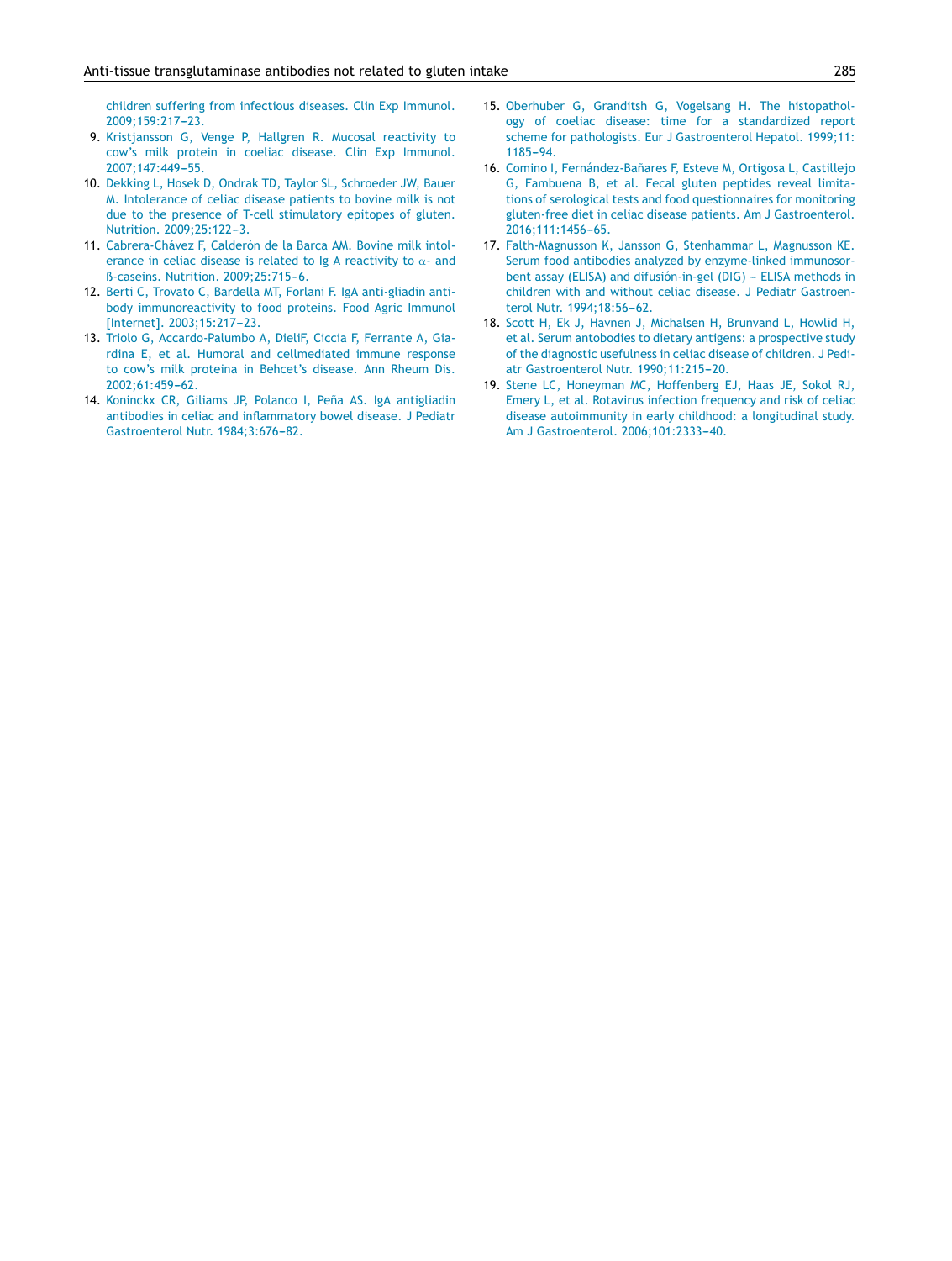children suffering from infectious diseases. Clin Exp Immunol. 2009;159:217–23.

9. Kristjansson G, Venge P, Hallgren R. Mucosal reactivity to cow's milk protein in coeliac disease. Clin Exp Immunol. 2007;147:449–55.
10. Dekking L, Hosek D, Ondrak TD, Taylor SL, Schroeder JW, Bauer M. Intolerance of celiac disease patients to bovine milk is not due to the presence of T-cell stimulatory epitopes of gluten. Nutrition. 2009;25:122–3.
11. Cabrera-Chávez F, Calderón de la Barca AM. Bovine milk intolerance in celiac disease is related to Ig A reactivity to $\alpha$- and ß-caseins. Nutrition. 2009;25:715–6.
12. Berti C, Trovato C, Bardella MT, Forlani F. IgA anti-gliadin antibody immunoreactivity to food proteins. Food Agric Immunol [Internet]. 2003;15:217–23.
13. Triolo G, Accardo-Palumbo A, DieliF, Ciccia F, Ferrante A, Giardina E, et al. Humoral and cellmediated immune response to cow's milk proteina in Behcet's disease. Ann Rheum Dis. 2002;61:459–62.
14. Koninckx CR, Giliams JP, Polanco I, Peña AS. IgA antigliadin antibodies in celiac and inflammatory bowel disease. J Pediatr Gastroenterol Nutr. 1984;3:676–82.
15. Oberhuber G, Granditsh G, Vogelsang H. The histopathology of coeliac disease: time for a standardized report scheme for pathologists. Eur J Gastroenterol Hepatol. 1999;11: 1185–94.
16. Comino I, Fernández-Bañares F, Esteve M, Ortigosa L, Castillejo G, Fambuena B, et al. Fecal gluten peptides reveal limitations of serological tests and food questionnaires for monitoring gluten-free diet in celiac disease patients. Am J Gastroenterol. 2016;111:1456–65.
17. Falth-Magnusson K, Jansson G, Stenhammar L, Magnusson KE. Serum food antibodies analyzed by enzyme-linked immunosorbent assay (ELISA) and difusión-in-gel (DIG) – ELISA methods in children with and without celiac disease. J Pediatr Gastroenterol Nutr. 1994;18:56–62.
18. Scott H, Ek J, Havnen J, Michalsen H, Brunvand L, Howlid H, et al. Serum antibodies to dietary antigens: a prospective study of the diagnostic usefulness in celiac disease of children. J Pediatr Gastroenterol Nutr. 1990;11:215–20.
19. Stene LC, Honeyman MC, Hoffenberg EJ, Haas JE, Sokol RJ, Emery L, et al. Rotavirus infection frequency and risk of celiac disease autoimmunity in early childhood: a longitudinal study. Am J Gastroenterol. 2006;101:2333–40.